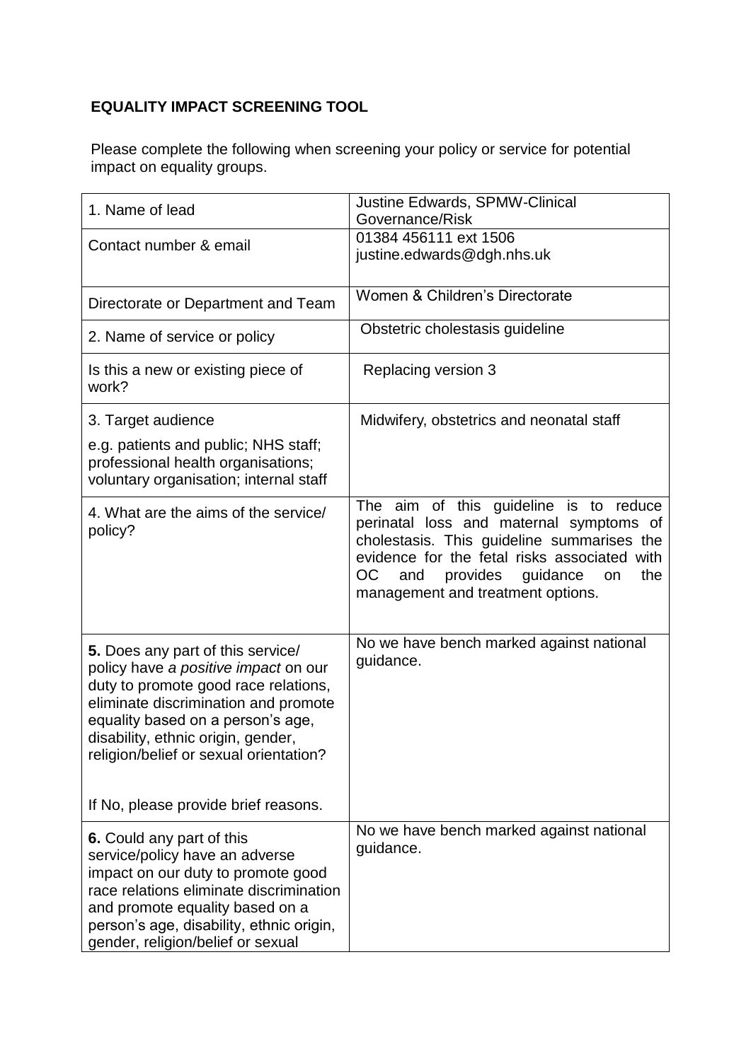**EQUALITY IMPACT SCREENING TOOL**

Please complete the following when screening your policy or service for potential impact on equality groups.

| | |
|---|---|
| 1. Name of lead | Justine Edwards, SPMW-Clinical Governance/Risk |
| Contact number & email | 01384 456111 ext 1506<br>justine.edwards@dgh.nhs.uk |
| Directorate or Department and Team | Women & Children's Directorate |
| 2. Name of service or policy | Obstetric cholestasis guideline |
| Is this a new or existing piece of work? | Replacing version 3 |
| 3. Target audience<br>e.g. patients and public; NHS staff; professional health organisations; voluntary organisation; internal staff | Midwifery, obstetrics and neonatal staff |
| 4. What are the aims of the service/ policy? | The aim of this guideline is to reduce perinatal loss and maternal symptoms of cholestasis. This guideline summarises the evidence for the fetal risks associated with OC and provides guidance on the management and treatment options. |
| **5.** Does any part of this service/ policy have a *positive impact* on our duty to promote good race relations, eliminate discrimination and promote equality based on a person's age, disability, ethnic origin, gender, religion/belief or sexual orientation?<br><br>If No, please provide brief reasons. | No we have bench marked against national guidance. |
| **6.** Could any part of this service/policy have an adverse impact on our duty to promote good race relations eliminate discrimination and promote equality based on a person's age, disability, ethnic origin, gender, religion/belief or sexual | No we have bench marked against national guidance. |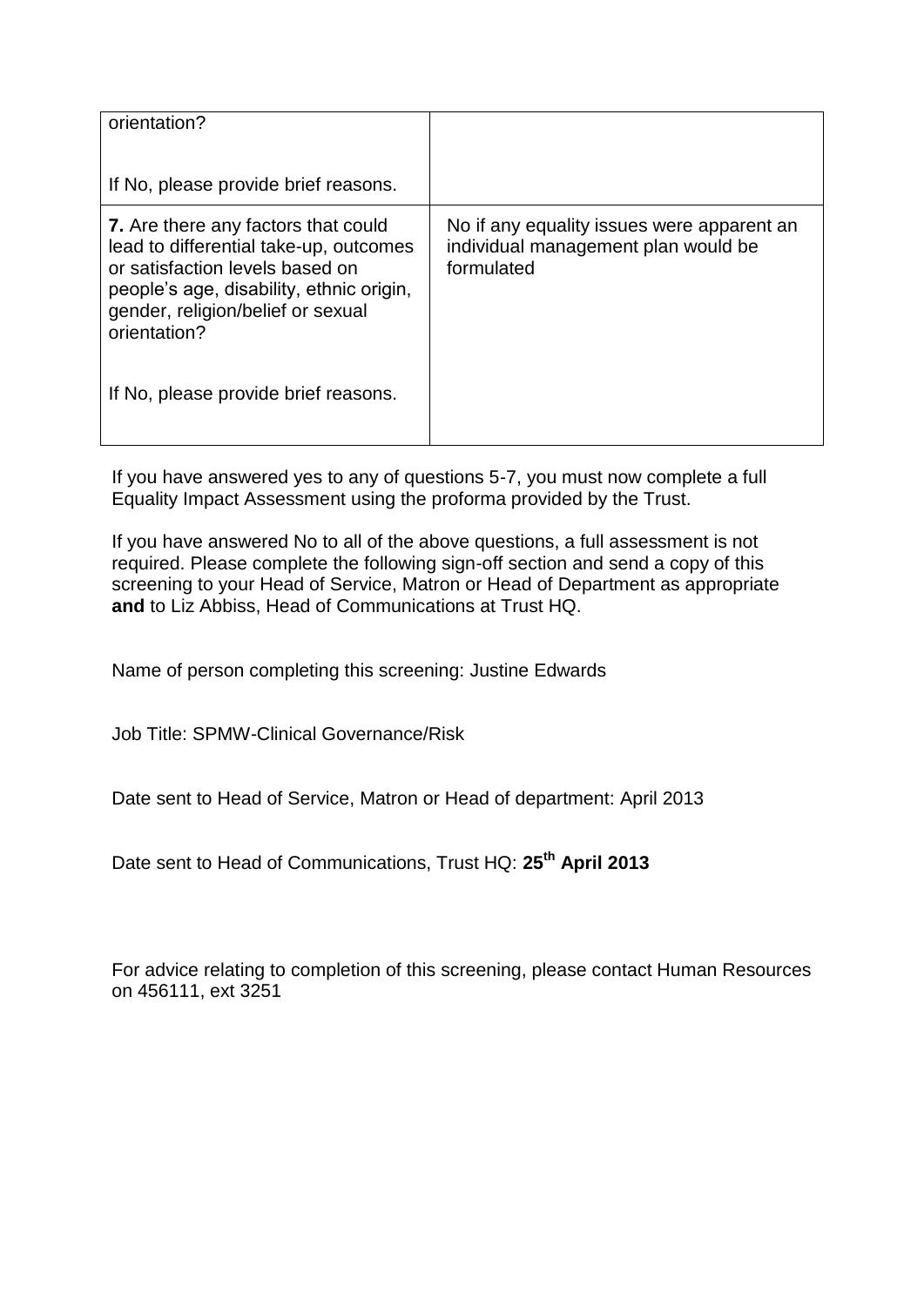| | |
|---|---|
| orientation?<br><br>If No, please provide brief reasons. | |
| **7.** Are there any factors that could lead to differential take-up, outcomes or satisfaction levels based on people's age, disability, ethnic origin, gender, religion/belief or sexual orientation?<br><br>If No, please provide brief reasons. | No if any equality issues were apparent an individual management plan would be formulated |

If you have answered yes to any of questions 5-7, you must now complete a full Equality Impact Assessment using the proforma provided by the Trust.

If you have answered No to all of the above questions, a full assessment is not required. Please complete the following sign-off section and send a copy of this screening to your Head of Service, Matron or Head of Department as appropriate **and** to Liz Abbiss, Head of Communications at Trust HQ.

Name of person completing this screening: Justine Edwards

Job Title: SPMW-Clinical Governance/Risk

Date sent to Head of Service, Matron or Head of department: April 2013

Date sent to Head of Communications, Trust HQ: **25th April 2013**

For advice relating to completion of this screening, please contact Human Resources on 456111, ext 3251